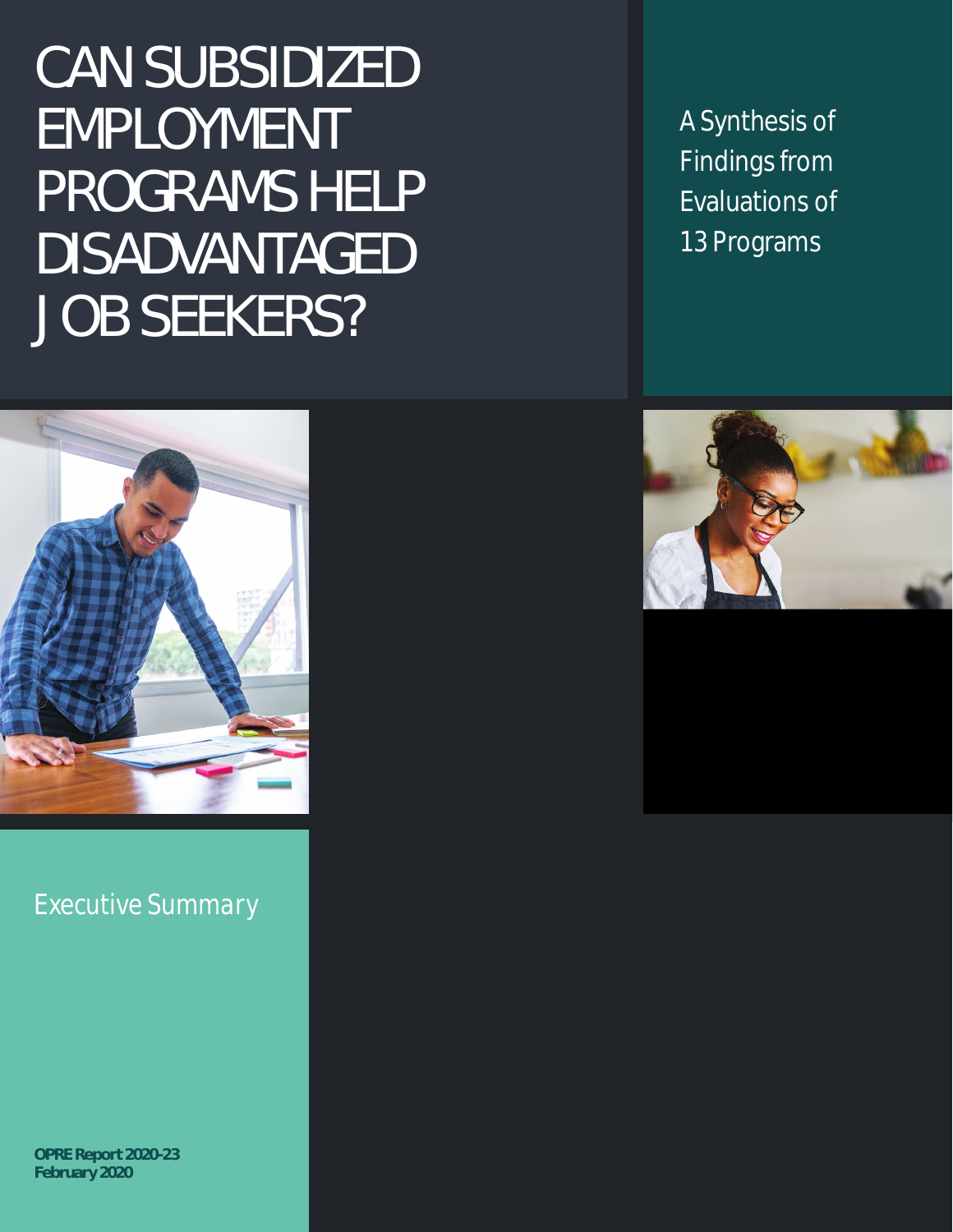# CAN SUBSIDIZED EMPLOYMENT PROGRAMS HELP DISADVANTAGED JOB SEEKERS?

A Synthesis of Findings from Evaluations of 13 Programs

## Executive Summary

**OPRE Report 2020-23**
**February 2020**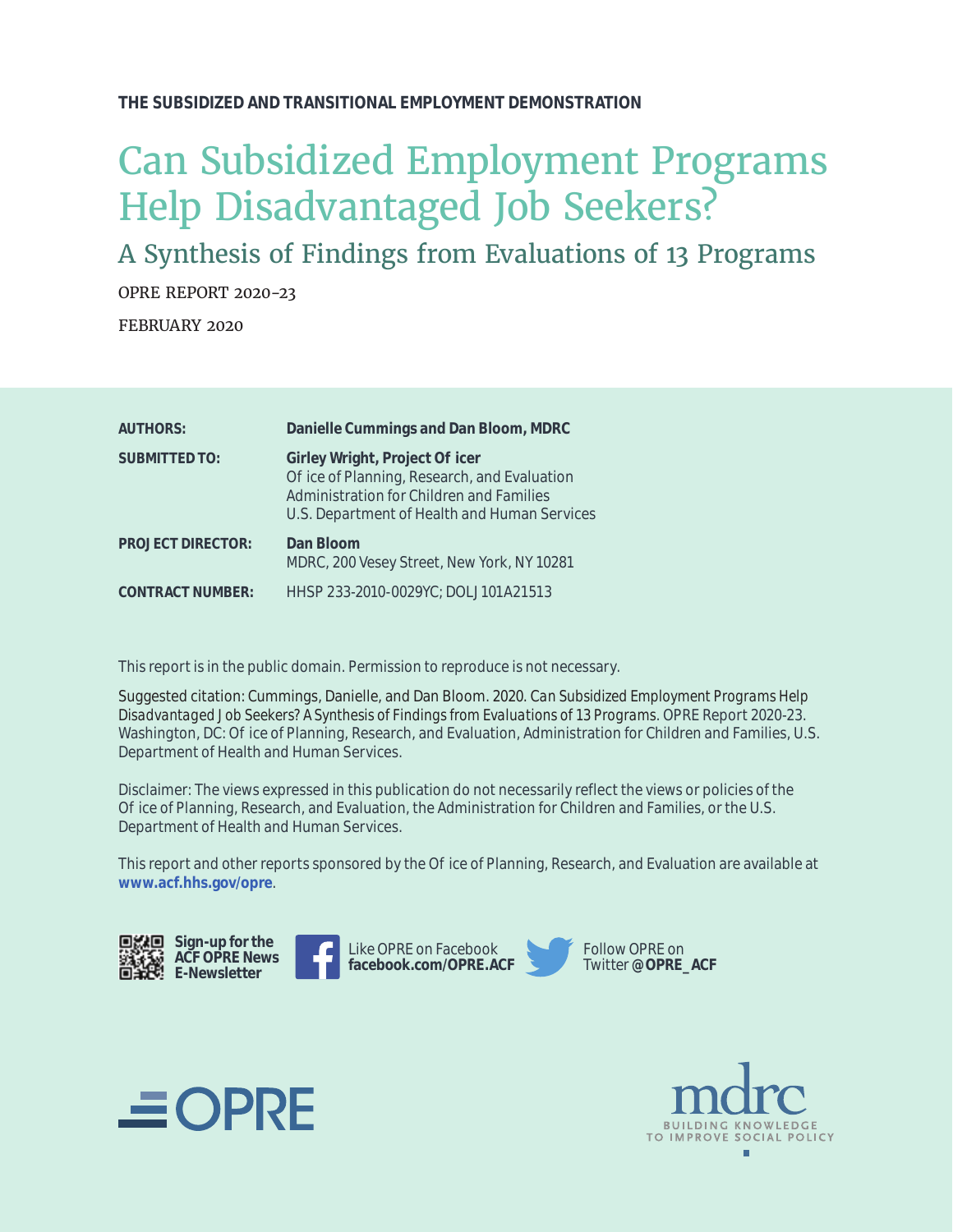**THE SUBSIDIZED AND TRANSITIONAL EMPLOYMENT DEMONSTRATION**

# Can Subsidized Employment Programs Help Disadvantaged Job Seekers?

## A Synthesis of Findings from Evaluations of 13 Programs

OPRE REPORT 2020-23

FEBRUARY 2020

| | |
|---|---|
| **AUTHORS:** | **Danielle Cummings and Dan Bloom, MDRC** |
| **SUBMITTED TO:** | **Girley Wright, Project Officer**<br>Office of Planning, Research, and Evaluation<br>Administration for Children and Families<br>U.S. Department of Health and Human Services |
| **PROJECT DIRECTOR:** | **Dan Bloom**<br>MDRC, 200 Vesey Street, New York, NY 10281 |
| **CONTRACT NUMBER:** | HHSP 233-2010-0029YC; DOLJ101A21513 |

This report is in the public domain. Permission to reproduce is not necessary.

Suggested citation: Cummings, Danielle, and Dan Bloom. 2020. *Can Subsidized Employment Programs Help Disadvantaged Job Seekers? A Synthesis of Findings from Evaluations of 13 Programs.* OPRE Report 2020-23. Washington, DC: Office of Planning, Research, and Evaluation, Administration for Children and Families, U.S. Department of Health and Human Services.

Disclaimer: The views expressed in this publication do not necessarily reflect the views or policies of the Office of Planning, Research, and Evaluation, the Administration for Children and Families, or the U.S. Department of Health and Human Services.

This report and other reports sponsored by the Office of Planning, Research, and Evaluation are available at **www.acf.hhs.gov/opre**.

**Sign-up for the ACF OPRE News E-Newsletter**

Like OPRE on Facebook **facebook.com/OPRE.ACF**

Follow OPRE on Twitter **@OPRE_ACF**

OPRE

mdrc
BUILDING KNOWLEDGE TO IMPROVE SOCIAL POLICY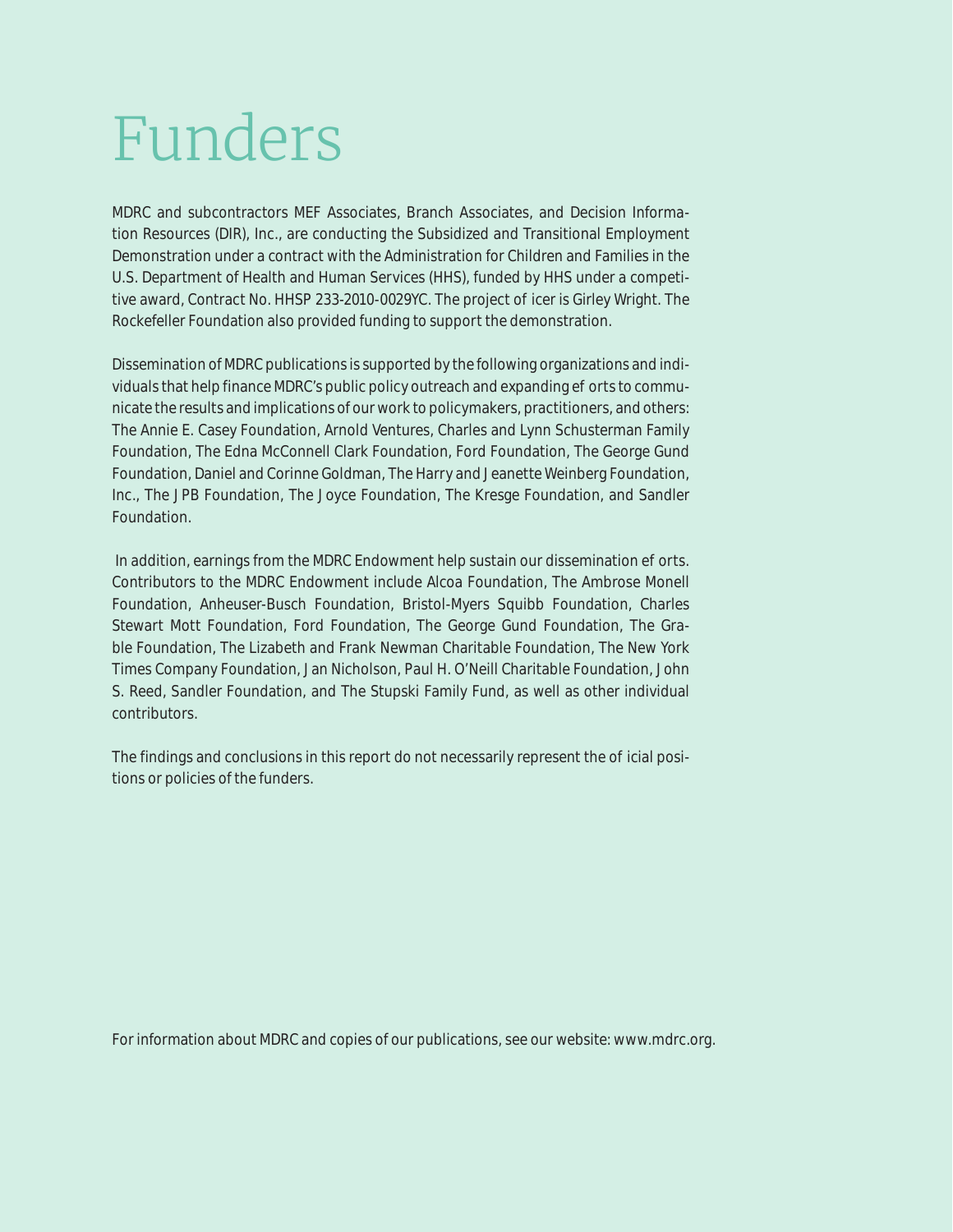# Funders

MDRC and subcontractors MEF Associates, Branch Associates, and Decision Information Resources (DIR), Inc., are conducting the Subsidized and Transitional Employment Demonstration under a contract with the Administration for Children and Families in the U.S. Department of Health and Human Services (HHS), funded by HHS under a competitive award, Contract No. HHSP 233-2010-0029YC. The project of icer is Girley Wright. The Rockefeller Foundation also provided funding to support the demonstration.

Dissemination of MDRC publications is supported by the following organizations and individuals that help finance MDRC's public policy outreach and expanding ef orts to communicate the results and implications of our work to policymakers, practitioners, and others: The Annie E. Casey Foundation, Arnold Ventures, Charles and Lynn Schusterman Family Foundation, The Edna McConnell Clark Foundation, Ford Foundation, The George Gund Foundation, Daniel and Corinne Goldman, The Harry and Jeanette Weinberg Foundation, Inc., The JPB Foundation, The Joyce Foundation, The Kresge Foundation, and Sandler Foundation.

In addition, earnings from the MDRC Endowment help sustain our dissemination ef orts. Contributors to the MDRC Endowment include Alcoa Foundation, The Ambrose Monell Foundation, Anheuser-Busch Foundation, Bristol-Myers Squibb Foundation, Charles Stewart Mott Foundation, Ford Foundation, The George Gund Foundation, The Grable Foundation, The Lizabeth and Frank Newman Charitable Foundation, The New York Times Company Foundation, Jan Nicholson, Paul H. O'Neill Charitable Foundation, John S. Reed, Sandler Foundation, and The Stupski Family Fund, as well as other individual contributors.

The findings and conclusions in this report do not necessarily represent the of icial positions or policies of the funders.

For information about MDRC and copies of our publications, see our website: www.mdrc.org.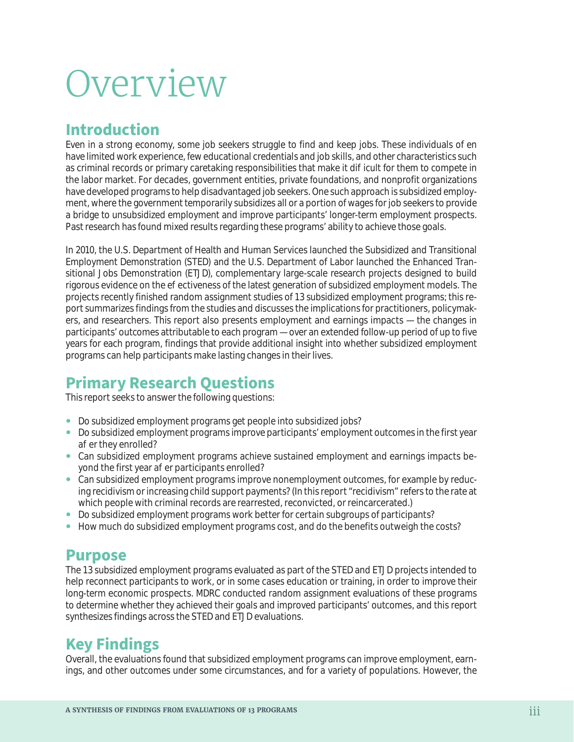# Overview

## Introduction

Even in a strong economy, some job seekers struggle to find and keep jobs. These individuals often have limited work experience, few educational credentials and job skills, and other characteristics such as criminal records or primary caretaking responsibilities that make it difficult for them to compete in the labor market. For decades, government entities, private foundations, and nonprofit organizations have developed programs to help disadvantaged job seekers. One such approach is subsidized employment, where the government temporarily subsidizes all or a portion of wages for job seekers to provide a bridge to unsubsidized employment and improve participants' longer-term employment prospects. Past research has found mixed results regarding these programs' ability to achieve those goals.

In 2010, the U.S. Department of Health and Human Services launched the Subsidized and Transitional Employment Demonstration (STED) and the U.S. Department of Labor launched the Enhanced Transitional Jobs Demonstration (ETJD), complementary large-scale research projects designed to build rigorous evidence on the effectiveness of the latest generation of subsidized employment models. The projects recently finished random assignment studies of 13 subsidized employment programs; this report summarizes findings from the studies and discusses the implications for practitioners, policymakers, and researchers. This report also presents employment and earnings impacts — the changes in participants' outcomes attributable to each program — over an extended follow-up period of up to five years for each program, findings that provide additional insight into whether subsidized employment programs can help participants make lasting changes in their lives.

## Primary Research Questions

This report seeks to answer the following questions:

- Do subsidized employment programs get people into subsidized jobs?
- Do subsidized employment programs improve participants' employment outcomes in the first year after they enrolled?
- Can subsidized employment programs achieve sustained employment and earnings impacts beyond the first year after participants enrolled?
- Can subsidized employment programs improve nonemployment outcomes, for example by reducing recidivism or increasing child support payments? (In this report "recidivism" refers to the rate at which people with criminal records are rearrested, reconvicted, or reincarcerated.)
- Do subsidized employment programs work better for certain subgroups of participants?
- How much do subsidized employment programs cost, and do the benefits outweigh the costs?

## Purpose

The 13 subsidized employment programs evaluated as part of the STED and ETJD projects intended to help reconnect participants to work, or in some cases education or training, in order to improve their long-term economic prospects. MDRC conducted random assignment evaluations of these programs to determine whether they achieved their goals and improved participants' outcomes, and this report synthesizes findings across the STED and ETJD evaluations.

## Key Findings

Overall, the evaluations found that subsidized employment programs can improve employment, earnings, and other outcomes under some circumstances, and for a variety of populations. However, the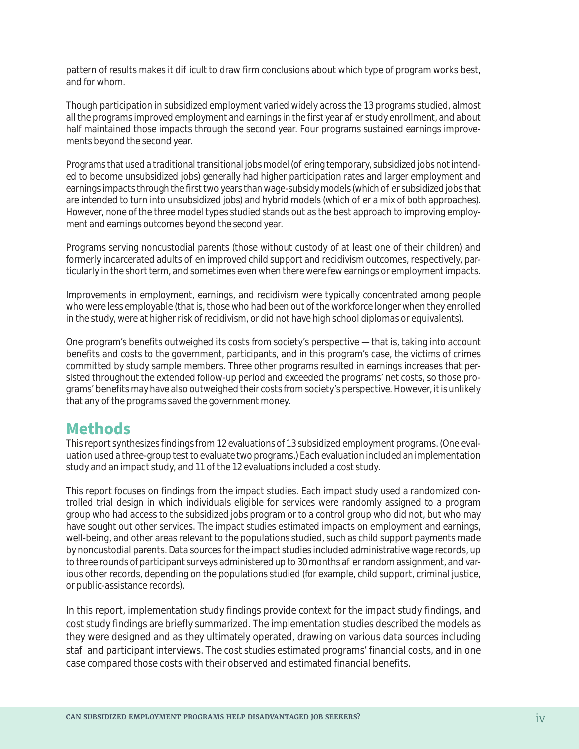pattern of results makes it difficult to draw firm conclusions about which type of program works best, and for whom.

Though participation in subsidized employment varied widely across the 13 programs studied, almost all the programs improved employment and earnings in the first year after study enrollment, and about half maintained those impacts through the second year. Four programs sustained earnings improvements beyond the second year.

Programs that used a traditional transitional jobs model (offering temporary, subsidized jobs not intended to become unsubsidized jobs) generally had higher participation rates and larger employment and earnings impacts through the first two years than wage-subsidy models (which offer subsidized jobs that are intended to turn into unsubsidized jobs) and hybrid models (which offer a mix of both approaches). However, none of the three model types studied stands out as the best approach to improving employment and earnings outcomes beyond the second year.

Programs serving noncustodial parents (those without custody of at least one of their children) and formerly incarcerated adults often improved child support and recidivism outcomes, respectively, particularly in the short term, and sometimes even when there were few earnings or employment impacts.

Improvements in employment, earnings, and recidivism were typically concentrated among people who were less employable (that is, those who had been out of the workforce longer when they enrolled in the study, were at higher risk of recidivism, or did not have high school diplomas or equivalents).

One program's benefits outweighed its costs from society's perspective — that is, taking into account benefits and costs to the government, participants, and in this program's case, the victims of crimes committed by study sample members. Three other programs resulted in earnings increases that persisted throughout the extended follow-up period and exceeded the programs' net costs, so those programs' benefits may have also outweighed their costs from society's perspective. However, it is unlikely that any of the programs saved the government money.

## Methods

This report synthesizes findings from 12 evaluations of 13 subsidized employment programs. (One evaluation used a three-group test to evaluate two programs.) Each evaluation included an implementation study and an impact study, and 11 of the 12 evaluations included a cost study.

This report focuses on findings from the impact studies. Each impact study used a randomized controlled trial design in which individuals eligible for services were randomly assigned to a program group who had access to the subsidized jobs program or to a control group who did not, but who may have sought out other services. The impact studies estimated impacts on employment and earnings, well-being, and other areas relevant to the populations studied, such as child support payments made by noncustodial parents. Data sources for the impact studies included administrative wage records, up to three rounds of participant surveys administered up to 30 months after random assignment, and various other records, depending on the populations studied (for example, child support, criminal justice, or public-assistance records).

In this report, implementation study findings provide context for the impact study findings, and cost study findings are briefly summarized. The implementation studies described the models as they were designed and as they ultimately operated, drawing on various data sources including staff and participant interviews. The cost studies estimated programs' financial costs, and in one case compared those costs with their observed and estimated financial benefits.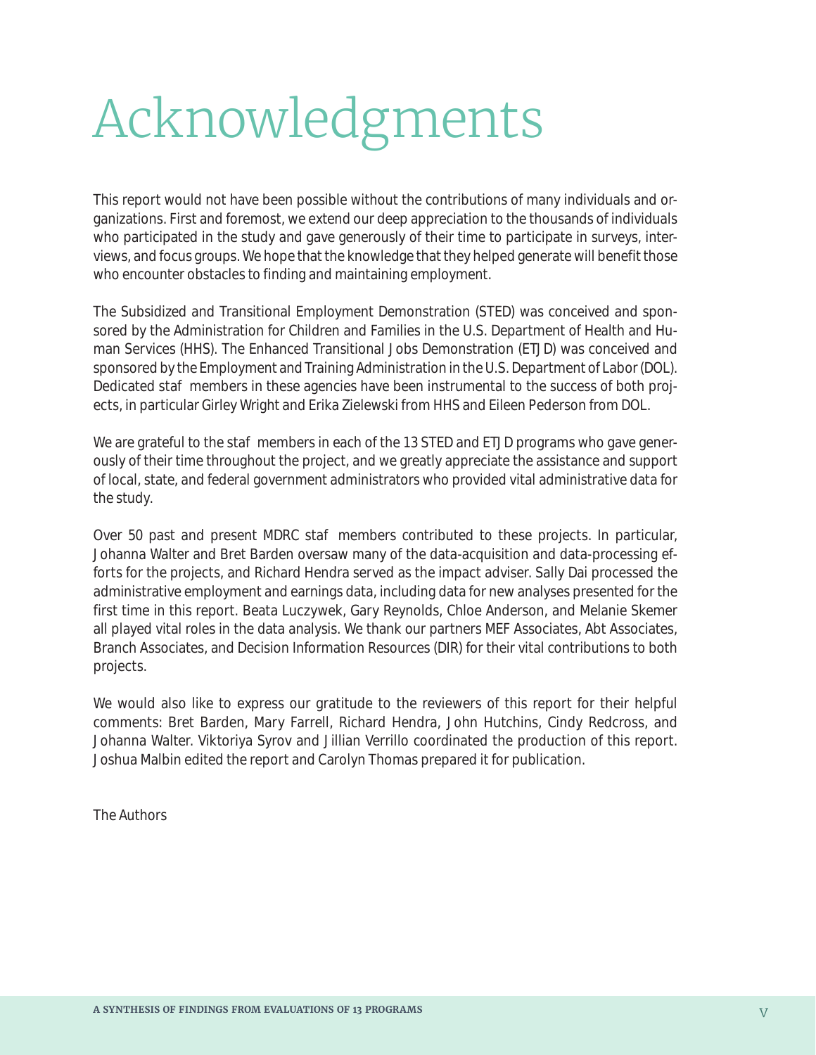# Acknowledgments

This report would not have been possible without the contributions of many individuals and organizations. First and foremost, we extend our deep appreciation to the thousands of individuals who participated in the study and gave generously of their time to participate in surveys, interviews, and focus groups. We hope that the knowledge that they helped generate will benefit those who encounter obstacles to finding and maintaining employment.

The Subsidized and Transitional Employment Demonstration (STED) was conceived and sponsored by the Administration for Children and Families in the U.S. Department of Health and Human Services (HHS). The Enhanced Transitional Jobs Demonstration (ETJD) was conceived and sponsored by the Employment and Training Administration in the U.S. Department of Labor (DOL). Dedicated staff members in these agencies have been instrumental to the success of both projects, in particular Girley Wright and Erika Zielewski from HHS and Eileen Pederson from DOL.

We are grateful to the staff members in each of the 13 STED and ETJD programs who gave generously of their time throughout the project, and we greatly appreciate the assistance and support of local, state, and federal government administrators who provided vital administrative data for the study.

Over 50 past and present MDRC staff members contributed to these projects. In particular, Johanna Walter and Bret Barden oversaw many of the data-acquisition and data-processing efforts for the projects, and Richard Hendra served as the impact adviser. Sally Dai processed the administrative employment and earnings data, including data for new analyses presented for the first time in this report. Beata Luczywek, Gary Reynolds, Chloe Anderson, and Melanie Skemer all played vital roles in the data analysis. We thank our partners MEF Associates, Abt Associates, Branch Associates, and Decision Information Resources (DIR) for their vital contributions to both projects.

We would also like to express our gratitude to the reviewers of this report for their helpful comments: Bret Barden, Mary Farrell, Richard Hendra, John Hutchins, Cindy Redcross, and Johanna Walter. Viktoriya Syrov and Jillian Verrillo coordinated the production of this report. Joshua Malbin edited the report and Carolyn Thomas prepared it for publication.

The Authors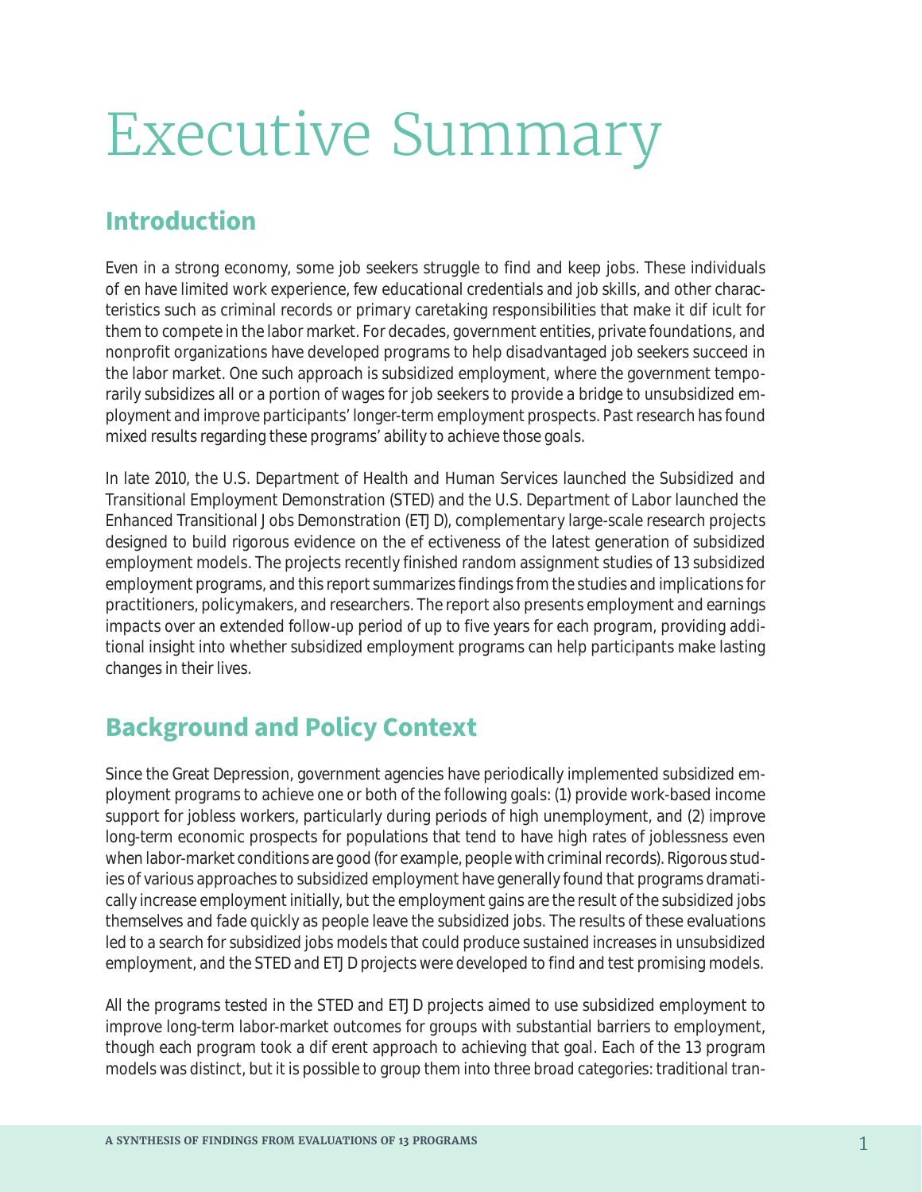# Executive Summary

## Introduction

Even in a strong economy, some job seekers struggle to find and keep jobs. These individuals often have limited work experience, few educational credentials and job skills, and other characteristics such as criminal records or primary caretaking responsibilities that make it difficult for them to compete in the labor market. For decades, government entities, private foundations, and nonprofit organizations have developed programs to help disadvantaged job seekers succeed in the labor market. One such approach is subsidized employment, where the government temporarily subsidizes all or a portion of wages for job seekers to provide a bridge to unsubsidized employment and improve participants' longer-term employment prospects. Past research has found mixed results regarding these programs' ability to achieve those goals.

In late 2010, the U.S. Department of Health and Human Services launched the Subsidized and Transitional Employment Demonstration (STED) and the U.S. Department of Labor launched the Enhanced Transitional Jobs Demonstration (ETJD), complementary large-scale research projects designed to build rigorous evidence on the effectiveness of the latest generation of subsidized employment models. The projects recently finished random assignment studies of 13 subsidized employment programs, and this report summarizes findings from the studies and implications for practitioners, policymakers, and researchers. The report also presents employment and earnings impacts over an extended follow-up period of up to five years for each program, providing additional insight into whether subsidized employment programs can help participants make lasting changes in their lives.

## Background and Policy Context

Since the Great Depression, government agencies have periodically implemented subsidized employment programs to achieve one or both of the following goals: (1) provide work-based income support for jobless workers, particularly during periods of high unemployment, and (2) improve long-term economic prospects for populations that tend to have high rates of joblessness even when labor-market conditions are good (for example, people with criminal records). Rigorous studies of various approaches to subsidized employment have generally found that programs dramatically increase employment initially, but the employment gains are the result of the subsidized jobs themselves and fade quickly as people leave the subsidized jobs. The results of these evaluations led to a search for subsidized jobs models that could produce sustained increases in unsubsidized employment, and the STED and ETJD projects were developed to find and test promising models.

All the programs tested in the STED and ETJD projects aimed to use subsidized employment to improve long-term labor-market outcomes for groups with substantial barriers to employment, though each program took a different approach to achieving that goal. Each of the 13 program models was distinct, but it is possible to group them into three broad categories: traditional tran-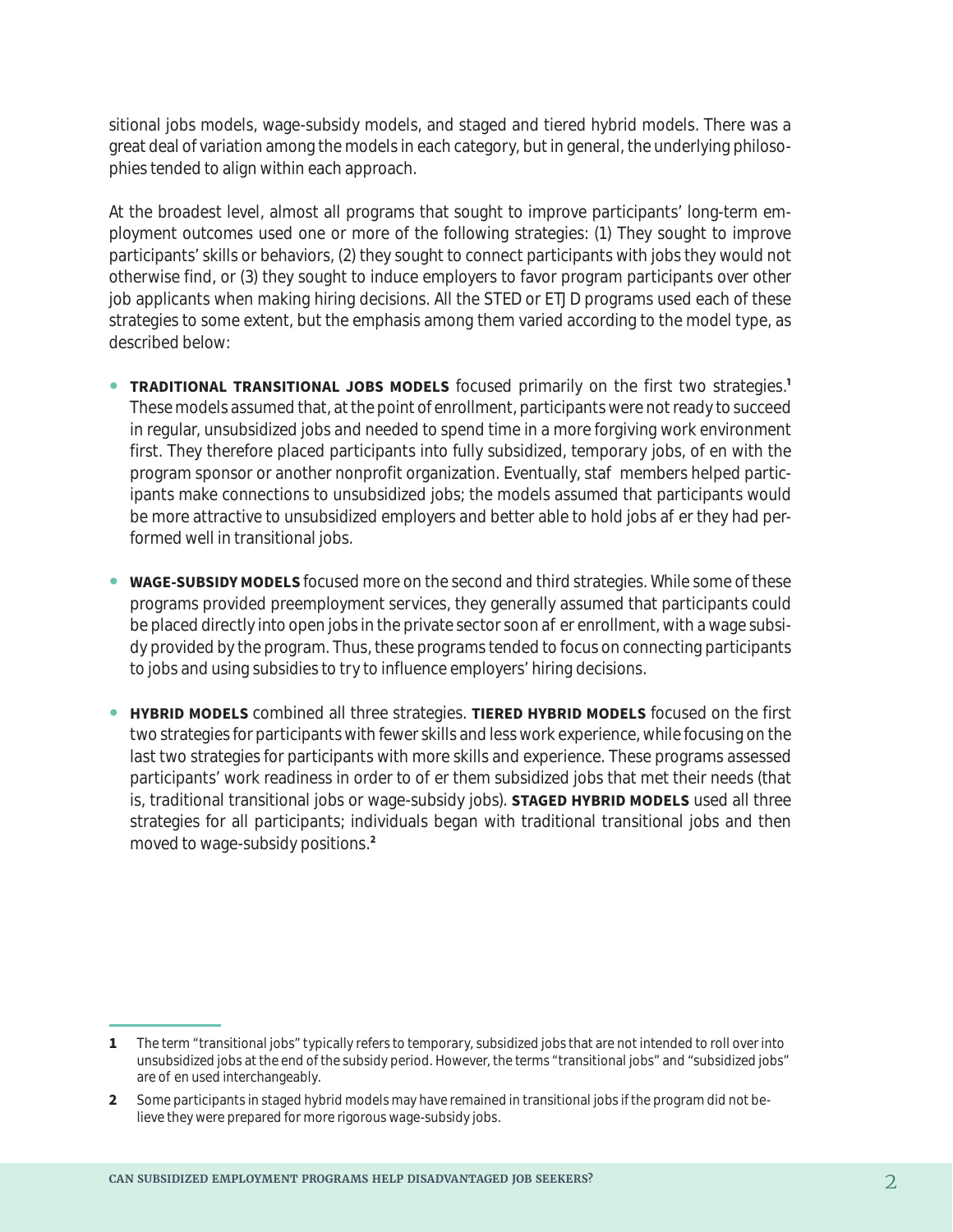sitional jobs models, wage-subsidy models, and staged and tiered hybrid models. There was a great deal of variation among the models in each category, but in general, the underlying philosophies tended to align within each approach.

At the broadest level, almost all programs that sought to improve participants' long-term employment outcomes used one or more of the following strategies: (1) They sought to improve participants' skills or behaviors, (2) they sought to connect participants with jobs they would not otherwise find, or (3) they sought to induce employers to favor program participants over other job applicants when making hiring decisions. All the STED or ETJD programs used each of these strategies to some extent, but the emphasis among them varied according to the model type, as described below:

- **TRADITIONAL TRANSITIONAL JOBS MODELS** focused primarily on the first two strategies.[1] These models assumed that, at the point of enrollment, participants were not ready to succeed in regular, unsubsidized jobs and needed to spend time in a more forgiving work environment first. They therefore placed participants into fully subsidized, temporary jobs, often with the program sponsor or another nonprofit organization. Eventually, staff members helped participants make connections to unsubsidized jobs; the models assumed that participants would be more attractive to unsubsidized employers and better able to hold jobs after they had performed well in transitional jobs.

- **WAGE-SUBSIDY MODELS** focused more on the second and third strategies. While some of these programs provided preemployment services, they generally assumed that participants could be placed directly into open jobs in the private sector soon after enrollment, with a wage subsidy provided by the program. Thus, these programs tended to focus on connecting participants to jobs and using subsidies to try to influence employers' hiring decisions.

- **HYBRID MODELS** combined all three strategies. **TIERED HYBRID MODELS** focused on the first two strategies for participants with fewer skills and less work experience, while focusing on the last two strategies for participants with more skills and experience. These programs assessed participants' work readiness in order to offer them subsidized jobs that met their needs (that is, traditional transitional jobs or wage-subsidy jobs). **STAGED HYBRID MODELS** used all three strategies for all participants; individuals began with traditional transitional jobs and then moved to wage-subsidy positions.[2]

---

**1** The term "transitional jobs" typically refers to temporary, subsidized jobs that are not intended to roll over into unsubsidized jobs at the end of the subsidy period. However, the terms "transitional jobs" and "subsidized jobs" are often used interchangeably.

**2** Some participants in staged hybrid models may have remained in transitional jobs if the program did not believe they were prepared for more rigorous wage-subsidy jobs.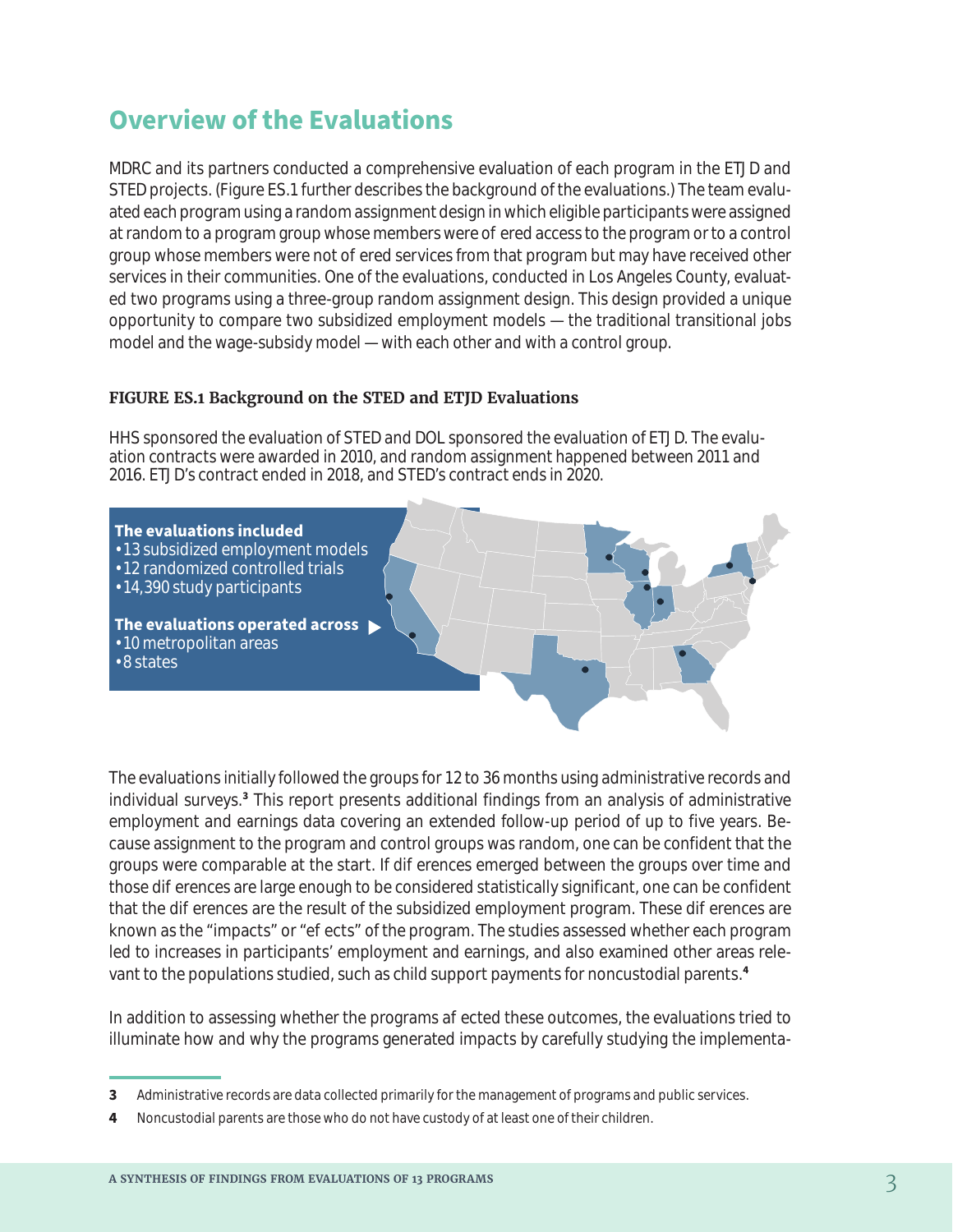## Overview of the Evaluations

MDRC and its partners conducted a comprehensive evaluation of each program in the ETJD and STED projects. (Figure ES.1 further describes the background of the evaluations.) The team evaluated each program using a random assignment design in which eligible participants were assigned at random to a program group whose members were offered access to the program or to a control group whose members were not offered services from that program but may have received other services in their communities. One of the evaluations, conducted in Los Angeles County, evaluated two programs using a three-group random assignment design. This design provided a unique opportunity to compare two subsidized employment models — the traditional transitional jobs model and the wage-subsidy model — with each other and with a control group.

**FIGURE ES.1 Background on the STED and ETJD Evaluations**

HHS sponsored the evaluation of STED and DOL sponsored the evaluation of ETJD. The evaluation contracts were awarded in 2010, and random assignment happened between 2011 and 2016. ETJD's contract ended in 2018, and STED's contract ends in 2020.

**The evaluations included**
- 13 subsidized employment models
- 12 randomized controlled trials
- 14,390 study participants

**The evaluations operated across**
- 10 metropolitan areas
- 8 states

The evaluations initially followed the groups for 12 to 36 months using administrative records and individual surveys.[3] This report presents additional findings from an analysis of administrative employment and earnings data covering an extended follow-up period of up to five years. Because assignment to the program and control groups was random, one can be confident that the groups were comparable at the start. If differences emerged between the groups over time and those differences are large enough to be considered statistically significant, one can be confident that the differences are the result of the subsidized employment program. These differences are known as the "impacts" or "effects" of the program. The studies assessed whether each program led to increases in participants' employment and earnings, and also examined other areas relevant to the populations studied, such as child support payments for noncustodial parents.[4]

In addition to assessing whether the programs affected these outcomes, the evaluations tried to illuminate how and why the programs generated impacts by carefully studying the implementa-

---

[3] Administrative records are data collected primarily for the management of programs and public services.

[4] Noncustodial parents are those who do not have custody of at least one of their children.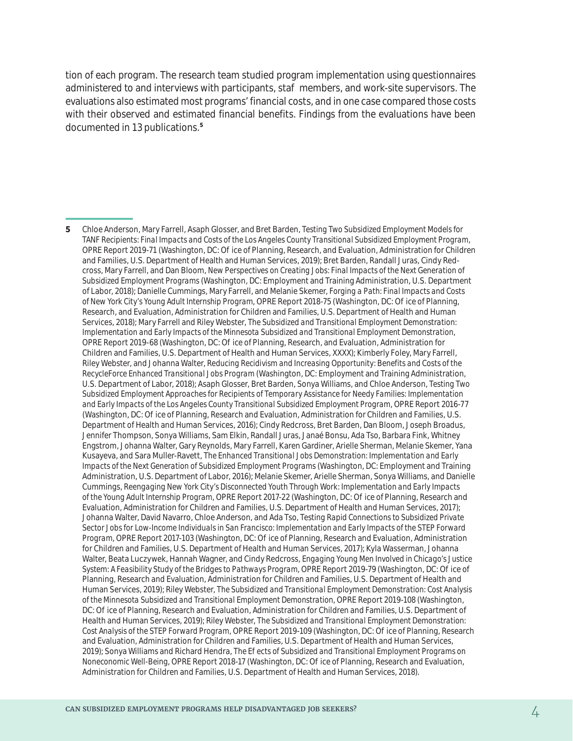tion of each program. The research team studied program implementation using questionnaires administered to and interviews with participants, staf members, and work-site supervisors. The evaluations also estimated most programs' financial costs, and in one case compared those costs with their observed and estimated financial benefits. Findings from the evaluations have been documented in 13 publications.[5]

---

**5** Chloe Anderson, Mary Farrell, Asaph Glosser, and Bret Barden, *Testing Two Subsidized Employment Models for TANF Recipients: Final Impacts and Costs of the Los Angeles County Transitional Subsidized Employment Program*, OPRE Report 2019-71 (Washington, DC: Of ice of Planning, Research, and Evaluation, Administration for Children and Families, U.S. Department of Health and Human Services, 2019); Bret Barden, Randall Juras, Cindy Redcross, Mary Farrell, and Dan Bloom, *New Perspectives on Creating Jobs: Final Impacts of the Next Generation of Subsidized Employment Programs* (Washington, DC: Employment and Training Administration, U.S. Department of Labor, 2018); Danielle Cummings, Mary Farrell, and Melanie Skemer, *Forging a Path: Final Impacts and Costs of New York City's Young Adult Internship Program*, OPRE Report 2018-75 (Washington, DC: Of ice of Planning, Research, and Evaluation, Administration for Children and Families, U.S. Department of Health and Human Services, 2018); Mary Farrell and Riley Webster, *The Subsidized and Transitional Employment Demonstration: Implementation and Early Impacts of the Minnesota Subsidized and Transitional Employment Demonstration*, OPRE Report 2019-68 (Washington, DC: Of ice of Planning, Research, and Evaluation, Administration for Children and Families, U.S. Department of Health and Human Services, XXXX); Kimberly Foley, Mary Farrell, Riley Webster, and Johanna Walter, *Reducing Recidivism and Increasing Opportunity: Benefits and Costs of the RecycleForce Enhanced Transitional Jobs Program* (Washington, DC: Employment and Training Administration, U.S. Department of Labor, 2018); Asaph Glosser, Bret Barden, Sonya Williams, and Chloe Anderson, *Testing Two Subsidized Employment Approaches for Recipients of Temporary Assistance for Needy Families: Implementation and Early Impacts of the Los Angeles County Transitional Subsidized Employment Program*, OPRE Report 2016-77 (Washington, DC: Of ice of Planning, Research and Evaluation, Administration for Children and Families, U.S. Department of Health and Human Services, 2016); Cindy Redcross, Bret Barden, Dan Bloom, Joseph Broadus, Jennifer Thompson, Sonya Williams, Sam Elkin, Randall Juras, Janaé Bonsu, Ada Tso, Barbara Fink, Whitney Engstrom, Johanna Walter, Gary Reynolds, Mary Farrell, Karen Gardiner, Arielle Sherman, Melanie Skemer, Yana Kusayeva, and Sara Muller-Ravett, *The Enhanced Transitional Jobs Demonstration: Implementation and Early Impacts of the Next Generation of Subsidized Employment Programs* (Washington, DC: Employment and Training Administration, U.S. Department of Labor, 2016); Melanie Skemer, Arielle Sherman, Sonya Williams, and Danielle Cummings, *Reengaging New York City's Disconnected Youth Through Work: Implementation and Early Impacts of the Young Adult Internship Program*, OPRE Report 2017-22 (Washington, DC: Of ice of Planning, Research and Evaluation, Administration for Children and Families, U.S. Department of Health and Human Services, 2017); Johanna Walter, David Navarro, Chloe Anderson, and Ada Tso, *Testing Rapid Connections to Subsidized Private Sector Jobs for Low-Income Individuals in San Francisco: Implementation and Early Impacts of the STEP Forward Program*, OPRE Report 2017-103 (Washington, DC: Of ice of Planning, Research and Evaluation, Administration for Children and Families, U.S. Department of Health and Human Services, 2017); Kyla Wasserman, Johanna Walter, Beata Luczywek, Hannah Wagner, and Cindy Redcross, *Engaging Young Men Involved in Chicago's Justice System: A Feasibility Study of the Bridges to Pathways Program*, OPRE Report 2019-79 (Washington, DC: Of ice of Planning, Research and Evaluation, Administration for Children and Families, U.S. Department of Health and Human Services, 2019); Riley Webster, *The Subsidized and Transitional Employment Demonstration: Cost Analysis of the Minnesota Subsidized and Transitional Employment Demonstration*, OPRE Report 2019-108 (Washington, DC: Of ice of Planning, Research and Evaluation, Administration for Children and Families, U.S. Department of Health and Human Services, 2019); Riley Webster, *The Subsidized and Transitional Employment Demonstration: Cost Analysis of the STEP Forward Program*, OPRE Report 2019-109 (Washington, DC: Of ice of Planning, Research and Evaluation, Administration for Children and Families, U.S. Department of Health and Human Services, 2019); Sonya Williams and Richard Hendra, *The Ef ects of Subsidized and Transitional Employment Programs on Noneconomic Well-Being*, OPRE Report 2018-17 (Washington, DC: Of ice of Planning, Research and Evaluation, Administration for Children and Families, U.S. Department of Health and Human Services, 2018).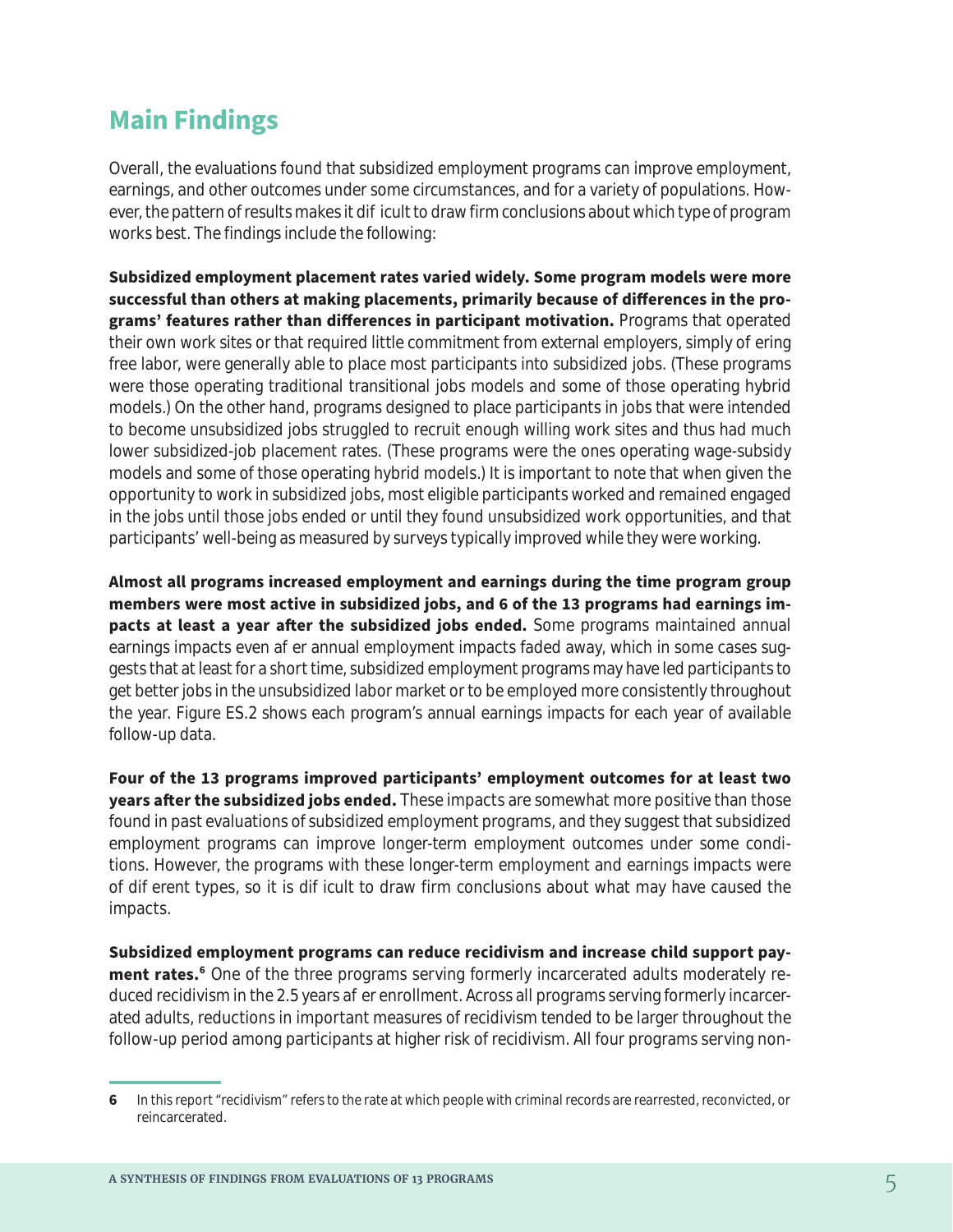## Main Findings

Overall, the evaluations found that subsidized employment programs can improve employment, earnings, and other outcomes under some circumstances, and for a variety of populations. However, the pattern of results makes it difficult to draw firm conclusions about which type of program works best. The findings include the following:

**Subsidized employment placement rates varied widely. Some program models were more successful than others at making placements, primarily because of differences in the programs' features rather than differences in participant motivation.** Programs that operated their own work sites or that required little commitment from external employers, simply offering free labor, were generally able to place most participants into subsidized jobs. (These programs were those operating traditional transitional jobs models and some of those operating hybrid models.) On the other hand, programs designed to place participants in jobs that were intended to become unsubsidized jobs struggled to recruit enough willing work sites and thus had much lower subsidized-job placement rates. (These programs were the ones operating wage-subsidy models and some of those operating hybrid models.) It is important to note that when given the opportunity to work in subsidized jobs, most eligible participants worked and remained engaged in the jobs until those jobs ended or until they found unsubsidized work opportunities, and that participants' well-being as measured by surveys typically improved while they were working.

**Almost all programs increased employment and earnings during the time program group members were most active in subsidized jobs, and 6 of the 13 programs had earnings impacts at least a year after the subsidized jobs ended.** Some programs maintained annual earnings impacts even after annual employment impacts faded away, which in some cases suggests that at least for a short time, subsidized employment programs may have led participants to get better jobs in the unsubsidized labor market or to be employed more consistently throughout the year. Figure ES.2 shows each program's annual earnings impacts for each year of available follow-up data.

**Four of the 13 programs improved participants' employment outcomes for at least two years after the subsidized jobs ended.** These impacts are somewhat more positive than those found in past evaluations of subsidized employment programs, and they suggest that subsidized employment programs can improve longer-term employment outcomes under some conditions. However, the programs with these longer-term employment and earnings impacts were of different types, so it is difficult to draw firm conclusions about what may have caused the impacts.

**Subsidized employment programs can reduce recidivism and increase child support payment rates.**[6] One of the three programs serving formerly incarcerated adults moderately reduced recidivism in the 2.5 years after enrollment. Across all programs serving formerly incarcerated adults, reductions in important measures of recidivism tended to be larger throughout the follow-up period among participants at higher risk of recidivism. All four programs serving non-

6 In this report "recidivism" refers to the rate at which people with criminal records are rearrested, reconvicted, or reincarcerated.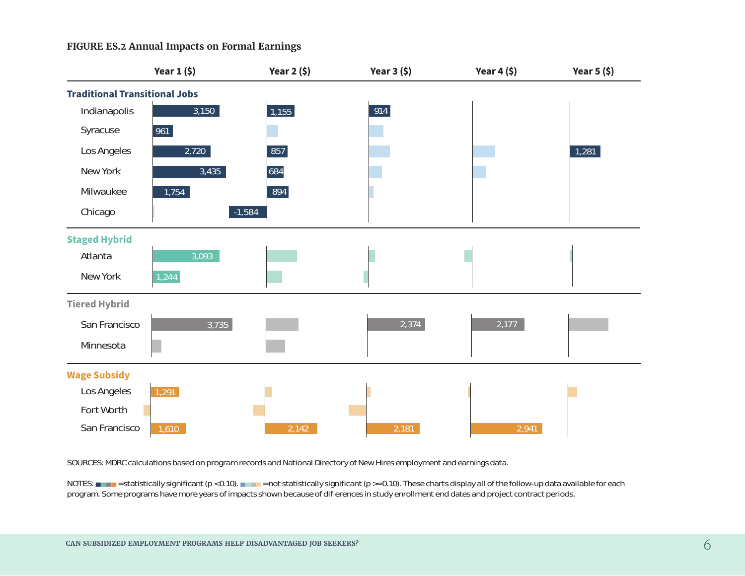**FIGURE ES.2 Annual Impacts on Formal Earnings**

| | Year 1 ($) | Year 2 ($) | Year 3 ($) | Year 4 ($) | Year 5 ($) |
|---|---|---|---|---|---|
| **Traditional Transitional Jobs** | | | | | |
| Indianapolis | 3,150 | 1,155 | 914 | | |
| Syracuse | 961 | | | | |
| Los Angeles | 2,720 | 857 | | | 1,281 |
| New York | 3,435 | 684 | | | |
| Milwaukee | 1,754 | 894 | | | |
| Chicago | | -1,584 | | | |
| **Staged Hybrid** | | | | | |
| Atlanta | 3,093 | | | | |
| New York | 1,244 | | | | |
| **Tiered Hybrid** | | | | | |
| San Francisco | 3,735 | | 2,374 | 2,177 | |
| Minnesota | | | | | |
| **Wage Subsidy** | | | | | |
| Los Angeles | 1,291 | | | | |
| Fort Worth | | | | | |
| San Francisco | 1,610 | 2,142 | 2,181 | 2,941 | |

SOURCES: MDRC calculations based on program records and National Directory of New Hires employment and earnings data.

NOTES: ■■■■ =statistically significant (p <0.10). ■■■■ =not statistically significant (p >=0.10). These charts display all of the follow-up data available for each program. Some programs have more years of impacts shown because of differences in study enrollment end dates and project contract periods.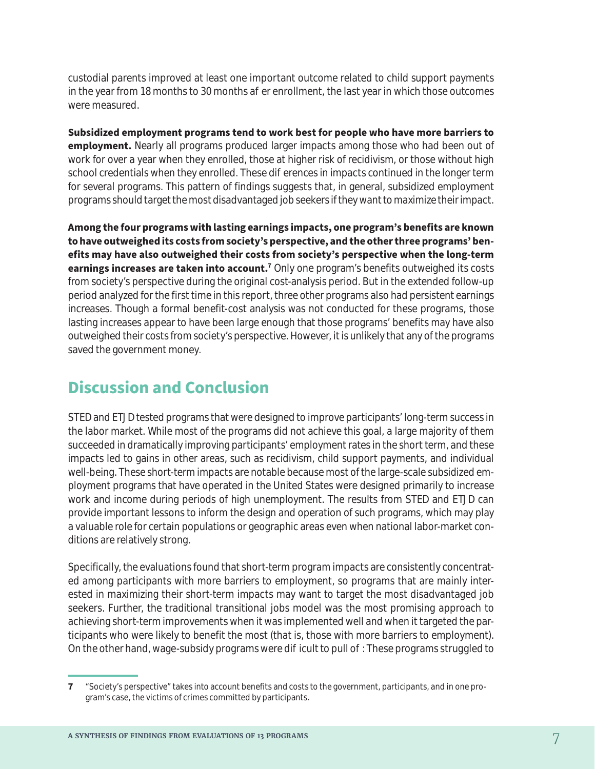custodial parents improved at least one important outcome related to child support payments in the year from 18 months to 30 months after enrollment, the last year in which those outcomes were measured.

**Subsidized employment programs tend to work best for people who have more barriers to employment.** Nearly all programs produced larger impacts among those who had been out of work for over a year when they enrolled, those at higher risk of recidivism, or those without high school credentials when they enrolled. These differences in impacts continued in the longer term for several programs. This pattern of findings suggests that, in general, subsidized employment programs should target the most disadvantaged job seekers if they want to maximize their impact.

**Among the four programs with lasting earnings impacts, one program's benefits are known to have outweighed its costs from society's perspective, and the other three programs' benefits may have also outweighed their costs from society's perspective when the long-term earnings increases are taken into account.**[7] Only one program's benefits outweighed its costs from society's perspective during the original cost-analysis period. But in the extended follow-up period analyzed for the first time in this report, three other programs also had persistent earnings increases. Though a formal benefit-cost analysis was not conducted for these programs, those lasting increases appear to have been large enough that those programs' benefits may have also outweighed their costs from society's perspective. However, it is unlikely that any of the programs saved the government money.

## Discussion and Conclusion

STED and ETJD tested programs that were designed to improve participants' long-term success in the labor market. While most of the programs did not achieve this goal, a large majority of them succeeded in dramatically improving participants' employment rates in the short term, and these impacts led to gains in other areas, such as recidivism, child support payments, and individual well-being. These short-term impacts are notable because most of the large-scale subsidized employment programs that have operated in the United States were designed primarily to increase work and income during periods of high unemployment. The results from STED and ETJD can provide important lessons to inform the design and operation of such programs, which may play a valuable role for certain populations or geographic areas even when national labor-market conditions are relatively strong.

Specifically, the evaluations found that short-term program impacts are consistently concentrated among participants with more barriers to employment, so programs that are mainly interested in maximizing their short-term impacts may want to target the most disadvantaged job seekers. Further, the traditional transitional jobs model was the most promising approach to achieving short-term improvements when it was implemented well and when it targeted the participants who were likely to benefit the most (that is, those with more barriers to employment). On the other hand, wage-subsidy programs were difficult to pull off: These programs struggled to

---

7 "Society's perspective" takes into account benefits and costs to the government, participants, and in one program's case, the victims of crimes committed by participants.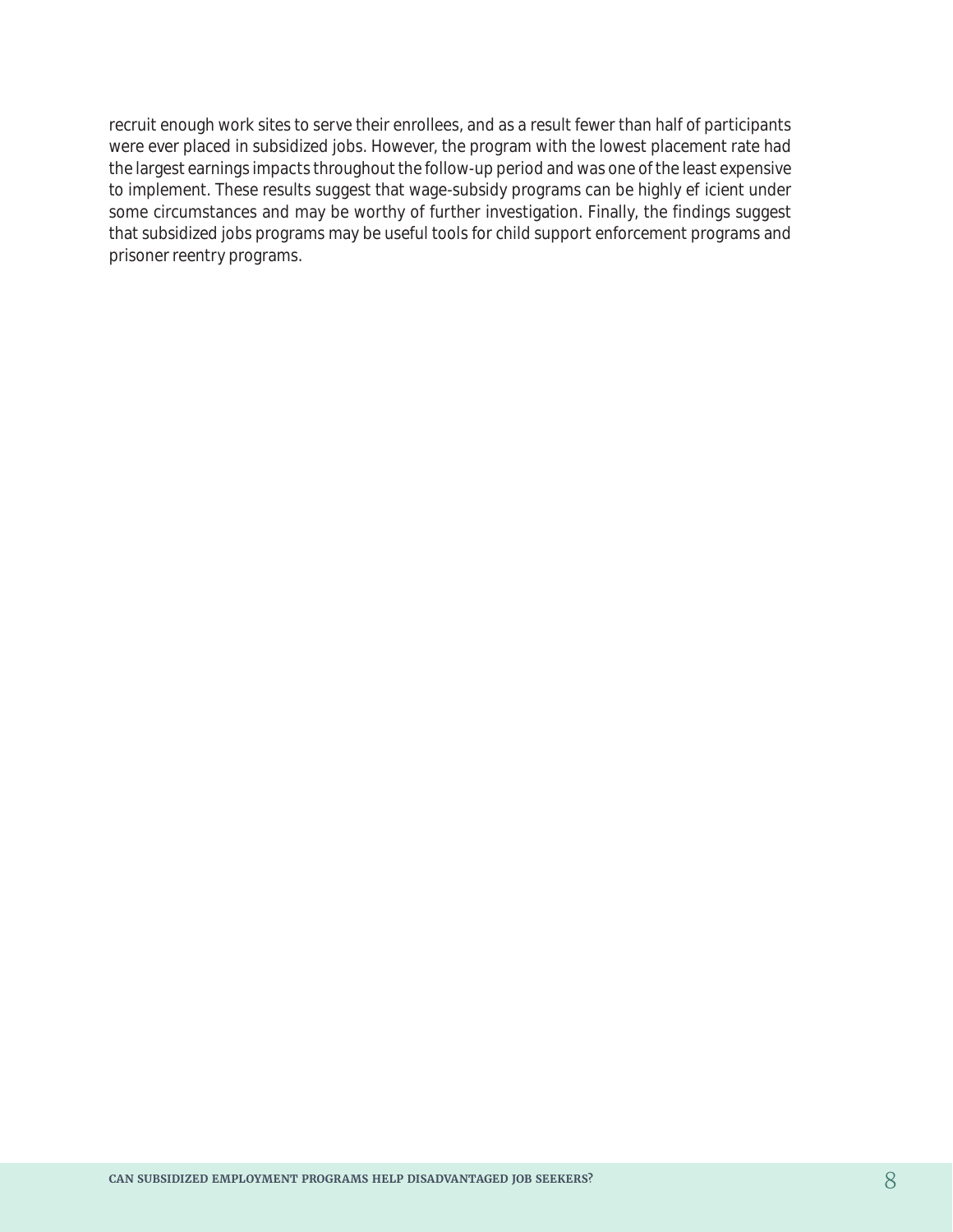recruit enough work sites to serve their enrollees, and as a result fewer than half of participants were ever placed in subsidized jobs. However, the program with the lowest placement rate had the largest earnings impacts throughout the follow-up period and was one of the least expensive to implement. These results suggest that wage-subsidy programs can be highly ef icient under some circumstances and may be worthy of further investigation. Finally, the findings suggest that subsidized jobs programs may be useful tools for child support enforcement programs and prisoner reentry programs.